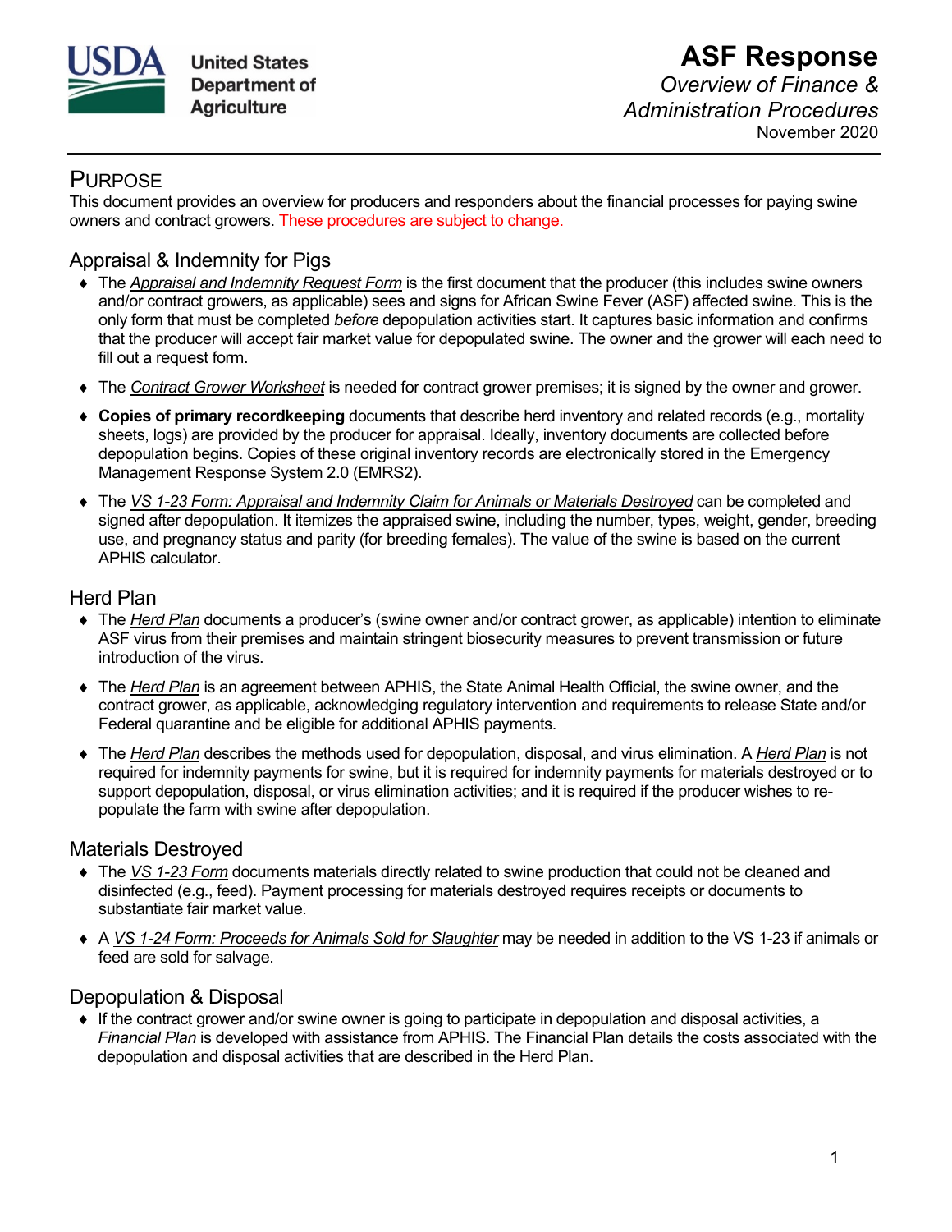United States Department of Agriculture

# ASF Response

*Overview of Finance & Administration Procedures*

November 2020

## PURPOSE

This document provides an overview for producers and responders about the financial processes for paying swine owners and contract growers. These procedures are subject to change.

## Appraisal & Indemnity for Pigs

- The *Appraisal and Indemnity Request Form* is the first document that the producer (this includes swine owners and/or contract growers, as applicable) sees and signs for African Swine Fever (ASF) affected swine. This is the only form that must be completed *before* depopulation activities start. It captures basic information and confirms that the producer will accept fair market value for depopulated swine. The owner and the grower will each need to fill out a request form.
- The *Contract Grower Worksheet* is needed for contract grower premises; it is signed by the owner and grower.
- **Copies of primary recordkeeping** documents that describe herd inventory and related records (e.g., mortality sheets, logs) are provided by the producer for appraisal. Ideally, inventory documents are collected before depopulation begins. Copies of these original inventory records are electronically stored in the Emergency Management Response System 2.0 (EMRS2).
- The *VS 1-23 Form: Appraisal and Indemnity Claim for Animals or Materials Destroyed* can be completed and signed after depopulation. It itemizes the appraised swine, including the number, types, weight, gender, breeding use, and pregnancy status and parity (for breeding females). The value of the swine is based on the current APHIS calculator.

## Herd Plan

- The *Herd Plan* documents a producer's (swine owner and/or contract grower, as applicable) intention to eliminate ASF virus from their premises and maintain stringent biosecurity measures to prevent transmission or future introduction of the virus.
- The *Herd Plan* is an agreement between APHIS, the State Animal Health Official, the swine owner, and the contract grower, as applicable, acknowledging regulatory intervention and requirements to release State and/or Federal quarantine and be eligible for additional APHIS payments.
- The *Herd Plan* describes the methods used for depopulation, disposal, and virus elimination. A *Herd Plan* is not required for indemnity payments for swine, but it is required for indemnity payments for materials destroyed or to support depopulation, disposal, or virus elimination activities; and it is required if the producer wishes to re-populate the farm with swine after depopulation.

## Materials Destroyed

- The *VS 1-23 Form* documents materials directly related to swine production that could not be cleaned and disinfected (e.g., feed). Payment processing for materials destroyed requires receipts or documents to substantiate fair market value.
- A *VS 1-24 Form: Proceeds for Animals Sold for Slaughter* may be needed in addition to the VS 1-23 if animals or feed are sold for salvage.

## Depopulation & Disposal

- If the contract grower and/or swine owner is going to participate in depopulation and disposal activities, a *Financial Plan* is developed with assistance from APHIS. The Financial Plan details the costs associated with the depopulation and disposal activities that are described in the Herd Plan.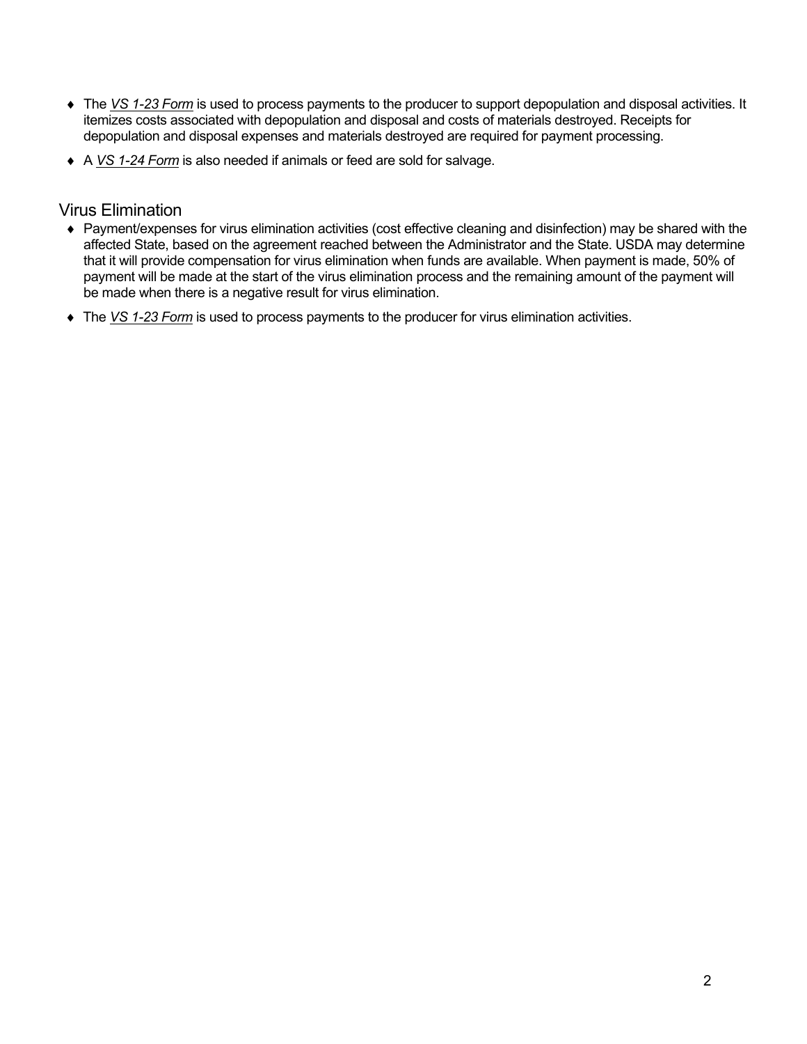- The *VS 1-23 Form* is used to process payments to the producer to support depopulation and disposal activities. It itemizes costs associated with depopulation and disposal and costs of materials destroyed. Receipts for depopulation and disposal expenses and materials destroyed are required for payment processing.
- A *VS 1-24 Form* is also needed if animals or feed are sold for salvage.

## Virus Elimination

- Payment/expenses for virus elimination activities (cost effective cleaning and disinfection) may be shared with the affected State, based on the agreement reached between the Administrator and the State. USDA may determine that it will provide compensation for virus elimination when funds are available. When payment is made, 50% of payment will be made at the start of the virus elimination process and the remaining amount of the payment will be made when there is a negative result for virus elimination.
- The *VS 1-23 Form* is used to process payments to the producer for virus elimination activities.